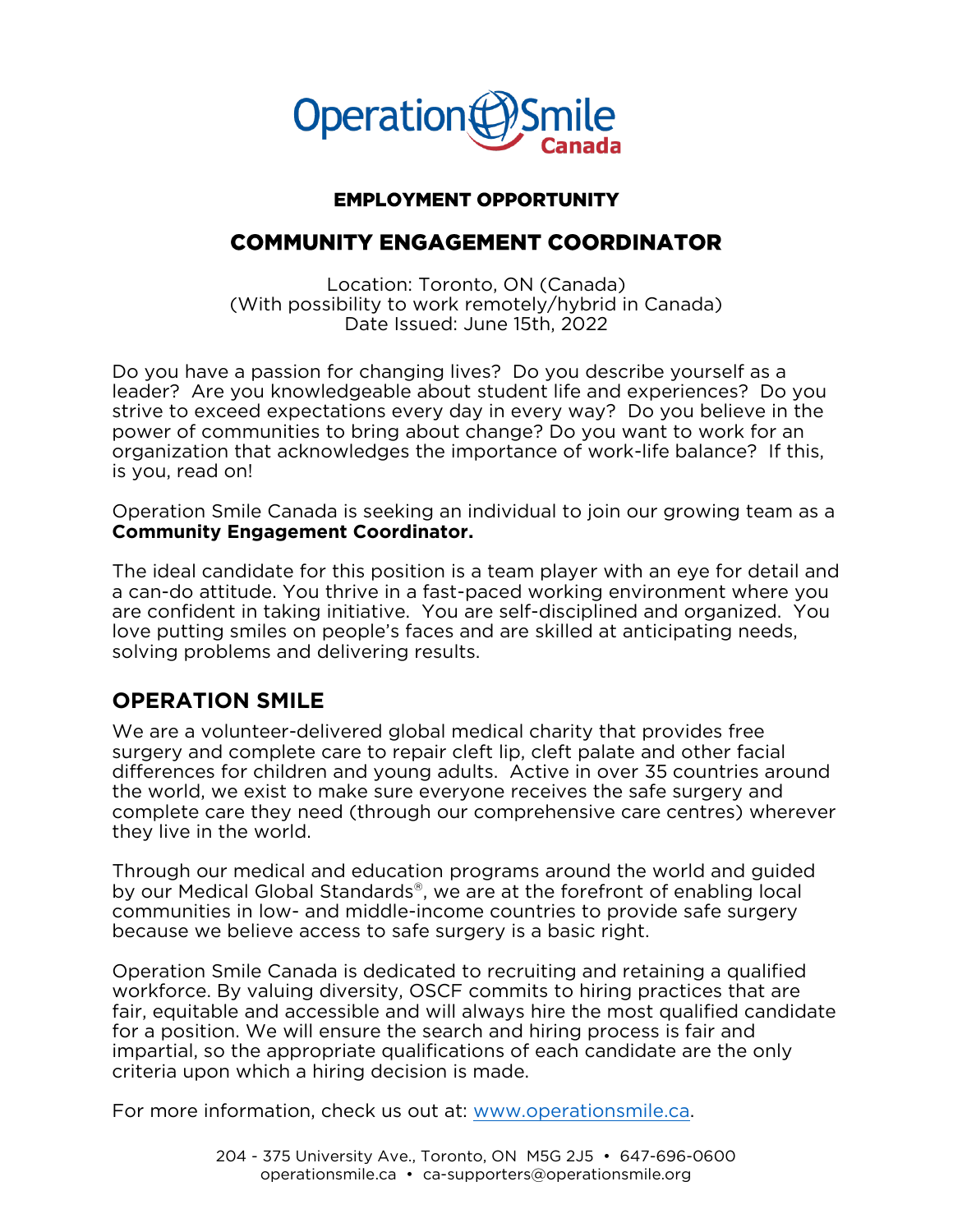Operation Smile Canada

**EMPLOYMENT OPPORTUNITY**

# COMMUNITY ENGAGEMENT COORDINATOR

Location: Toronto, ON (Canada)
(With possibility to work remotely/hybrid in Canada)
Date Issued: June 15th, 2022

Do you have a passion for changing lives? Do you describe yourself as a leader? Are you knowledgeable about student life and experiences? Do you strive to exceed expectations every day in every way? Do you believe in the power of communities to bring about change? Do you want to work for an organization that acknowledges the importance of work-life balance? If this, is you, read on!

Operation Smile Canada is seeking an individual to join our growing team as a **Community Engagement Coordinator.**

The ideal candidate for this position is a team player with an eye for detail and a can-do attitude. You thrive in a fast-paced working environment where you are confident in taking initiative. You are self-disciplined and organized. You love putting smiles on people's faces and are skilled at anticipating needs, solving problems and delivering results.

## OPERATION SMILE

We are a volunteer-delivered global medical charity that provides free surgery and complete care to repair cleft lip, cleft palate and other facial differences for children and young adults. Active in over 35 countries around the world, we exist to make sure everyone receives the safe surgery and complete care they need (through our comprehensive care centres) wherever they live in the world.

Through our medical and education programs around the world and guided by our Medical Global Standards®, we are at the forefront of enabling local communities in low- and middle-income countries to provide safe surgery because we believe access to safe surgery is a basic right.

Operation Smile Canada is dedicated to recruiting and retaining a qualified workforce. By valuing diversity, OSCF commits to hiring practices that are fair, equitable and accessible and will always hire the most qualified candidate for a position. We will ensure the search and hiring process is fair and impartial, so the appropriate qualifications of each candidate are the only criteria upon which a hiring decision is made.

For more information, check us out at: [www.operationsmile.ca](http://www.operationsmile.ca).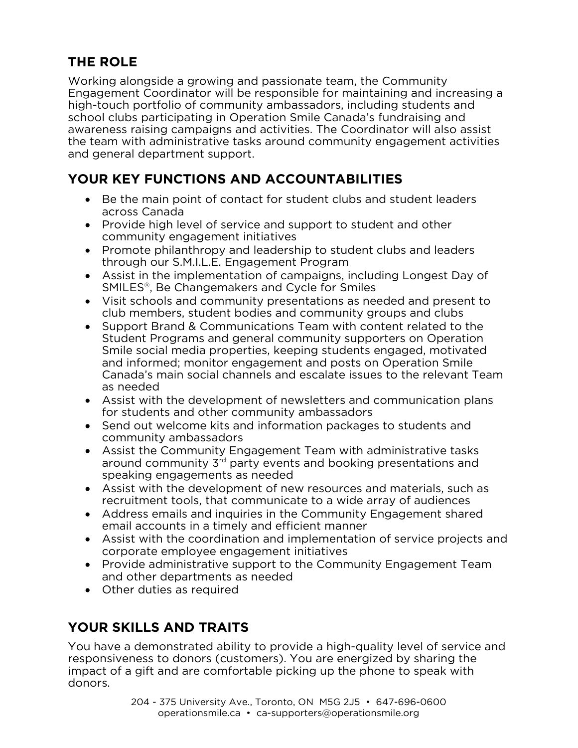## THE ROLE

Working alongside a growing and passionate team, the Community Engagement Coordinator will be responsible for maintaining and increasing a high-touch portfolio of community ambassadors, including students and school clubs participating in Operation Smile Canada's fundraising and awareness raising campaigns and activities. The Coordinator will also assist the team with administrative tasks around community engagement activities and general department support.

## YOUR KEY FUNCTIONS AND ACCOUNTABILITIES

- Be the main point of contact for student clubs and student leaders across Canada
- Provide high level of service and support to student and other community engagement initiatives
- Promote philanthropy and leadership to student clubs and leaders through our S.M.I.L.E. Engagement Program
- Assist in the implementation of campaigns, including Longest Day of SMILES®, Be Changemakers and Cycle for Smiles
- Visit schools and community presentations as needed and present to club members, student bodies and community groups and clubs
- Support Brand & Communications Team with content related to the Student Programs and general community supporters on Operation Smile social media properties, keeping students engaged, motivated and informed; monitor engagement and posts on Operation Smile Canada's main social channels and escalate issues to the relevant Team as needed
- Assist with the development of newsletters and communication plans for students and other community ambassadors
- Send out welcome kits and information packages to students and community ambassadors
- Assist the Community Engagement Team with administrative tasks around community 3rd party events and booking presentations and speaking engagements as needed
- Assist with the development of new resources and materials, such as recruitment tools, that communicate to a wide array of audiences
- Address emails and inquiries in the Community Engagement shared email accounts in a timely and efficient manner
- Assist with the coordination and implementation of service projects and corporate employee engagement initiatives
- Provide administrative support to the Community Engagement Team and other departments as needed
- Other duties as required

## YOUR SKILLS AND TRAITS

You have a demonstrated ability to provide a high-quality level of service and responsiveness to donors (customers). You are energized by sharing the impact of a gift and are comfortable picking up the phone to speak with donors.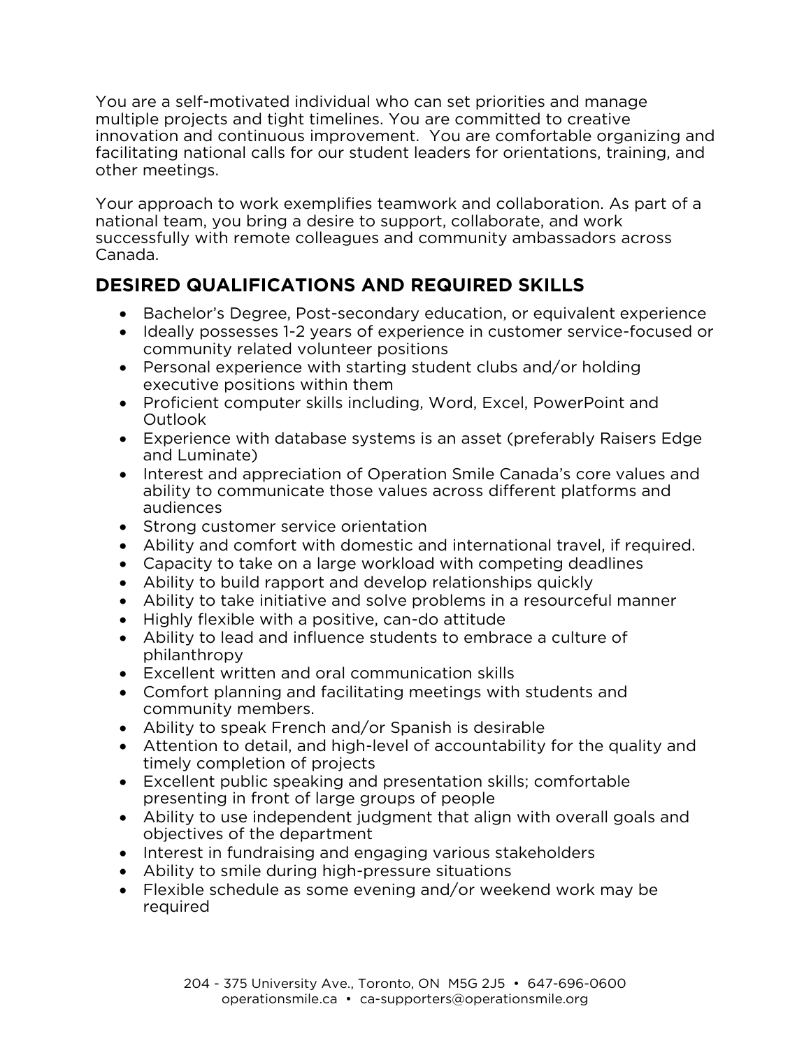You are a self-motivated individual who can set priorities and manage multiple projects and tight timelines. You are committed to creative innovation and continuous improvement. You are comfortable organizing and facilitating national calls for our student leaders for orientations, training, and other meetings.

Your approach to work exemplifies teamwork and collaboration. As part of a national team, you bring a desire to support, collaborate, and work successfully with remote colleagues and community ambassadors across Canada.

## DESIRED QUALIFICATIONS AND REQUIRED SKILLS

- Bachelor's Degree, Post-secondary education, or equivalent experience
- Ideally possesses 1-2 years of experience in customer service-focused or community related volunteer positions
- Personal experience with starting student clubs and/or holding executive positions within them
- Proficient computer skills including, Word, Excel, PowerPoint and Outlook
- Experience with database systems is an asset (preferably Raisers Edge and Luminate)
- Interest and appreciation of Operation Smile Canada's core values and ability to communicate those values across different platforms and audiences
- Strong customer service orientation
- Ability and comfort with domestic and international travel, if required.
- Capacity to take on a large workload with competing deadlines
- Ability to build rapport and develop relationships quickly
- Ability to take initiative and solve problems in a resourceful manner
- Highly flexible with a positive, can-do attitude
- Ability to lead and influence students to embrace a culture of philanthropy
- Excellent written and oral communication skills
- Comfort planning and facilitating meetings with students and community members.
- Ability to speak French and/or Spanish is desirable
- Attention to detail, and high-level of accountability for the quality and timely completion of projects
- Excellent public speaking and presentation skills; comfortable presenting in front of large groups of people
- Ability to use independent judgment that align with overall goals and objectives of the department
- Interest in fundraising and engaging various stakeholders
- Ability to smile during high-pressure situations
- Flexible schedule as some evening and/or weekend work may be required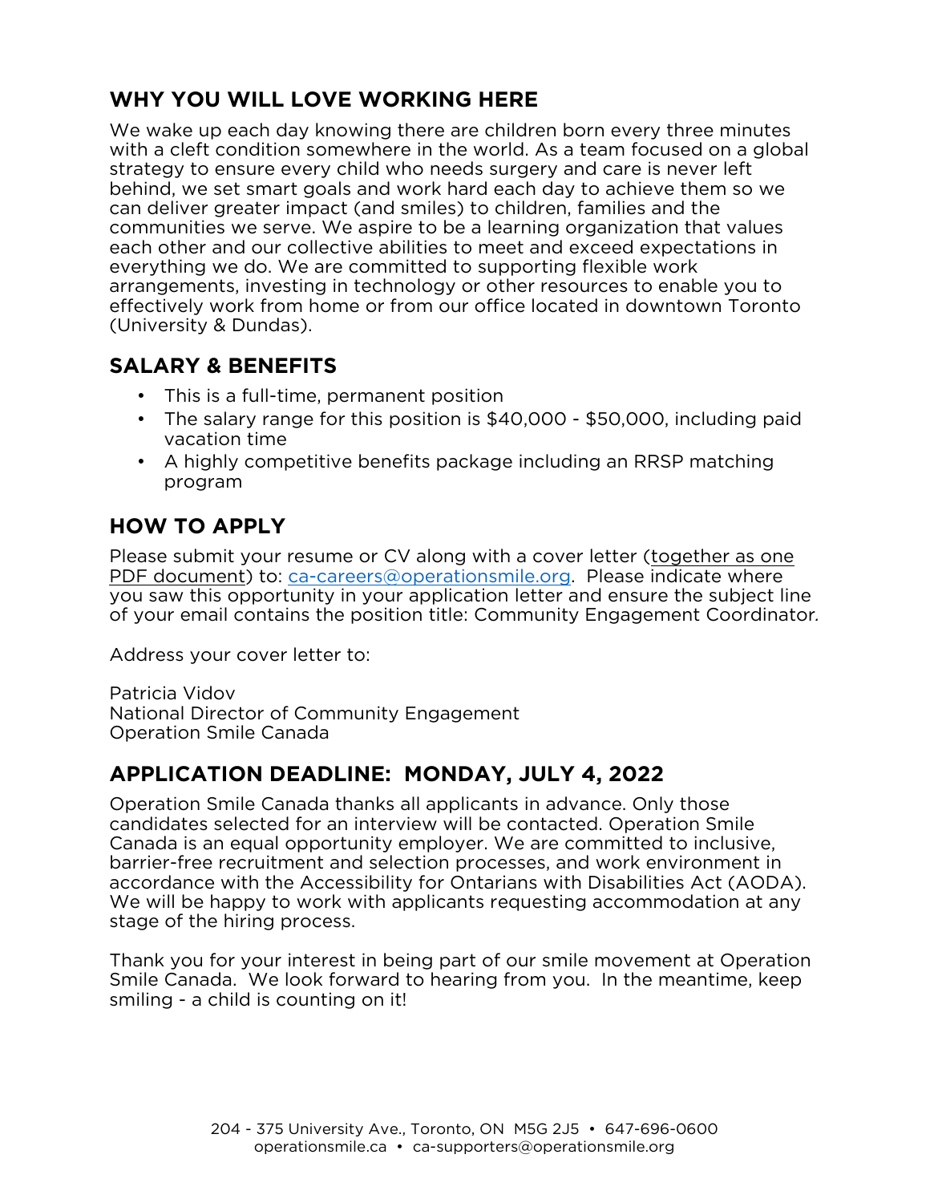## WHY YOU WILL LOVE WORKING HERE

We wake up each day knowing there are children born every three minutes with a cleft condition somewhere in the world. As a team focused on a global strategy to ensure every child who needs surgery and care is never left behind, we set smart goals and work hard each day to achieve them so we can deliver greater impact (and smiles) to children, families and the communities we serve. We aspire to be a learning organization that values each other and our collective abilities to meet and exceed expectations in everything we do. We are committed to supporting flexible work arrangements, investing in technology or other resources to enable you to effectively work from home or from our office located in downtown Toronto (University & Dundas).

## SALARY & BENEFITS

- This is a full-time, permanent position
- The salary range for this position is $40,000 - $50,000, including paid vacation time
- A highly competitive benefits package including an RRSP matching program

## HOW TO APPLY

Please submit your resume or CV along with a cover letter (together as one PDF document) to: ca-careers@operationsmile.org. Please indicate where you saw this opportunity in your application letter and ensure the subject line of your email contains the position title: Community Engagement Coordinator.

Address your cover letter to:

Patricia Vidov
National Director of Community Engagement
Operation Smile Canada

## APPLICATION DEADLINE: MONDAY, JULY 4, 2022

Operation Smile Canada thanks all applicants in advance. Only those candidates selected for an interview will be contacted. Operation Smile Canada is an equal opportunity employer. We are committed to inclusive, barrier-free recruitment and selection processes, and work environment in accordance with the Accessibility for Ontarians with Disabilities Act (AODA). We will be happy to work with applicants requesting accommodation at any stage of the hiring process.

Thank you for your interest in being part of our smile movement at Operation Smile Canada. We look forward to hearing from you. In the meantime, keep smiling - a child is counting on it!

204 - 375 University Ave., Toronto, ON M5G 2J5 • 647-696-0600
operationsmile.ca • ca-supporters@operationsmile.org